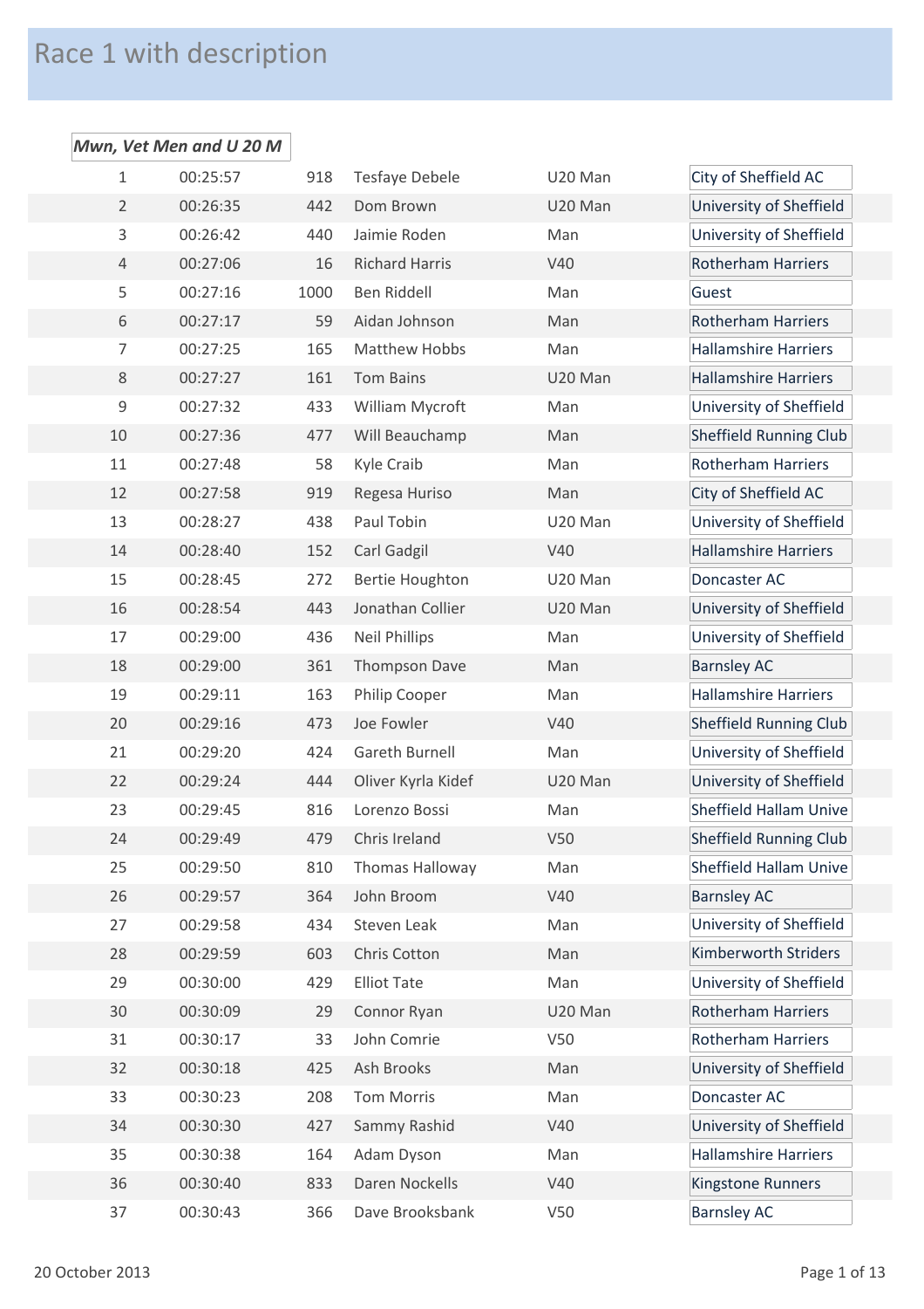# Race 1 with description

***Mwn, Vet Men and U 20 M***

| | | | | | |
|---|---|---|---|---|---|
| 1 | 00:25:57 | 918 | Tesfaye Debele | U20 Man | City of Sheffield AC |
| 2 | 00:26:35 | 442 | Dom Brown | U20 Man | University of Sheffield |
| 3 | 00:26:42 | 440 | Jaimie Roden | Man | University of Sheffield |
| 4 | 00:27:06 | 16 | Richard Harris | V40 | Rotherham Harriers |
| 5 | 00:27:16 | 1000 | Ben Riddell | Man | Guest |
| 6 | 00:27:17 | 59 | Aidan Johnson | Man | Rotherham Harriers |
| 7 | 00:27:25 | 165 | Matthew Hobbs | Man | Hallamshire Harriers |
| 8 | 00:27:27 | 161 | Tom Bains | U20 Man | Hallamshire Harriers |
| 9 | 00:27:32 | 433 | William Mycroft | Man | University of Sheffield |
| 10 | 00:27:36 | 477 | Will Beauchamp | Man | Sheffield Running Club |
| 11 | 00:27:48 | 58 | Kyle Craib | Man | Rotherham Harriers |
| 12 | 00:27:58 | 919 | Regesa Huriso | Man | City of Sheffield AC |
| 13 | 00:28:27 | 438 | Paul Tobin | U20 Man | University of Sheffield |
| 14 | 00:28:40 | 152 | Carl Gadgil | V40 | Hallamshire Harriers |
| 15 | 00:28:45 | 272 | Bertie Houghton | U20 Man | Doncaster AC |
| 16 | 00:28:54 | 443 | Jonathan Collier | U20 Man | University of Sheffield |
| 17 | 00:29:00 | 436 | Neil Phillips | Man | University of Sheffield |
| 18 | 00:29:00 | 361 | Thompson Dave | Man | Barnsley AC |
| 19 | 00:29:11 | 163 | Philip Cooper | Man | Hallamshire Harriers |
| 20 | 00:29:16 | 473 | Joe Fowler | V40 | Sheffield Running Club |
| 21 | 00:29:20 | 424 | Gareth Burnell | Man | University of Sheffield |
| 22 | 00:29:24 | 444 | Oliver Kyrla Kidef | U20 Man | University of Sheffield |
| 23 | 00:29:45 | 816 | Lorenzo Bossi | Man | Sheffield Hallam Unive |
| 24 | 00:29:49 | 479 | Chris Ireland | V50 | Sheffield Running Club |
| 25 | 00:29:50 | 810 | Thomas Halloway | Man | Sheffield Hallam Unive |
| 26 | 00:29:57 | 364 | John Broom | V40 | Barnsley AC |
| 27 | 00:29:58 | 434 | Steven Leak | Man | University of Sheffield |
| 28 | 00:29:59 | 603 | Chris Cotton | Man | Kimberworth Striders |
| 29 | 00:30:00 | 429 | Elliot Tate | Man | University of Sheffield |
| 30 | 00:30:09 | 29 | Connor Ryan | U20 Man | Rotherham Harriers |
| 31 | 00:30:17 | 33 | John Comrie | V50 | Rotherham Harriers |
| 32 | 00:30:18 | 425 | Ash Brooks | Man | University of Sheffield |
| 33 | 00:30:23 | 208 | Tom Morris | Man | Doncaster AC |
| 34 | 00:30:30 | 427 | Sammy Rashid | V40 | University of Sheffield |
| 35 | 00:30:38 | 164 | Adam Dyson | Man | Hallamshire Harriers |
| 36 | 00:30:40 | 833 | Daren Nockells | V40 | Kingstone Runners |
| 37 | 00:30:43 | 366 | Dave Brooksbank | V50 | Barnsley AC |

20 October 2013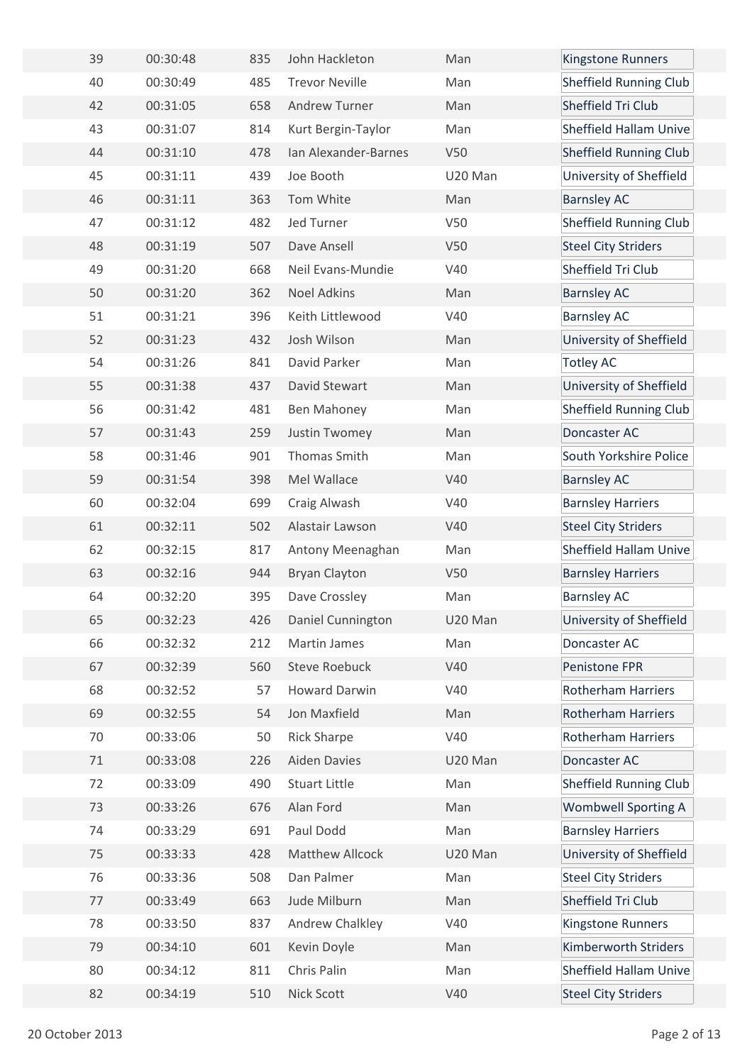| | | | | | |
|---|---|---|---|---|---|
| 39 | 00:30:48 | 835 | John Hackleton | Man | Kingstone Runners |
| 40 | 00:30:49 | 485 | Trevor Neville | Man | Sheffield Running Club |
| 42 | 00:31:05 | 658 | Andrew Turner | Man | Sheffield Tri Club |
| 43 | 00:31:07 | 814 | Kurt Bergin-Taylor | Man | Sheffield Hallam Unive |
| 44 | 00:31:10 | 478 | Ian Alexander-Barnes | V50 | Sheffield Running Club |
| 45 | 00:31:11 | 439 | Joe Booth | U20 Man | University of Sheffield |
| 46 | 00:31:11 | 363 | Tom White | Man | Barnsley AC |
| 47 | 00:31:12 | 482 | Jed Turner | V50 | Sheffield Running Club |
| 48 | 00:31:19 | 507 | Dave Ansell | V50 | Steel City Striders |
| 49 | 00:31:20 | 668 | Neil Evans-Mundie | V40 | Sheffield Tri Club |
| 50 | 00:31:20 | 362 | Noel Adkins | Man | Barnsley AC |
| 51 | 00:31:21 | 396 | Keith Littlewood | V40 | Barnsley AC |
| 52 | 00:31:23 | 432 | Josh Wilson | Man | University of Sheffield |
| 54 | 00:31:26 | 841 | David Parker | Man | Totley AC |
| 55 | 00:31:38 | 437 | David Stewart | Man | University of Sheffield |
| 56 | 00:31:42 | 481 | Ben Mahoney | Man | Sheffield Running Club |
| 57 | 00:31:43 | 259 | Justin Twomey | Man | Doncaster AC |
| 58 | 00:31:46 | 901 | Thomas Smith | Man | South Yorkshire Police |
| 59 | 00:31:54 | 398 | Mel Wallace | V40 | Barnsley AC |
| 60 | 00:32:04 | 699 | Craig Alwash | V40 | Barnsley Harriers |
| 61 | 00:32:11 | 502 | Alastair Lawson | V40 | Steel City Striders |
| 62 | 00:32:15 | 817 | Antony Meenaghan | Man | Sheffield Hallam Unive |
| 63 | 00:32:16 | 944 | Bryan Clayton | V50 | Barnsley Harriers |
| 64 | 00:32:20 | 395 | Dave Crossley | Man | Barnsley AC |
| 65 | 00:32:23 | 426 | Daniel Cunnington | U20 Man | University of Sheffield |
| 66 | 00:32:32 | 212 | Martin James | Man | Doncaster AC |
| 67 | 00:32:39 | 560 | Steve Roebuck | V40 | Penistone FPR |
| 68 | 00:32:52 | 57 | Howard Darwin | V40 | Rotherham Harriers |
| 69 | 00:32:55 | 54 | Jon Maxfield | Man | Rotherham Harriers |
| 70 | 00:33:06 | 50 | Rick Sharpe | V40 | Rotherham Harriers |
| 71 | 00:33:08 | 226 | Aiden Davies | U20 Man | Doncaster AC |
| 72 | 00:33:09 | 490 | Stuart Little | Man | Sheffield Running Club |
| 73 | 00:33:26 | 676 | Alan Ford | Man | Wombwell Sporting A |
| 74 | 00:33:29 | 691 | Paul Dodd | Man | Barnsley Harriers |
| 75 | 00:33:33 | 428 | Matthew Allcock | U20 Man | University of Sheffield |
| 76 | 00:33:36 | 508 | Dan Palmer | Man | Steel City Striders |
| 77 | 00:33:49 | 663 | Jude Milburn | Man | Sheffield Tri Club |
| 78 | 00:33:50 | 837 | Andrew Chalkley | V40 | Kingstone Runners |
| 79 | 00:34:10 | 601 | Kevin Doyle | Man | Kimberworth Striders |
| 80 | 00:34:12 | 811 | Chris Palin | Man | Sheffield Hallam Unive |
| 82 | 00:34:19 | 510 | Nick Scott | V40 | Steel City Striders |

20 October 2013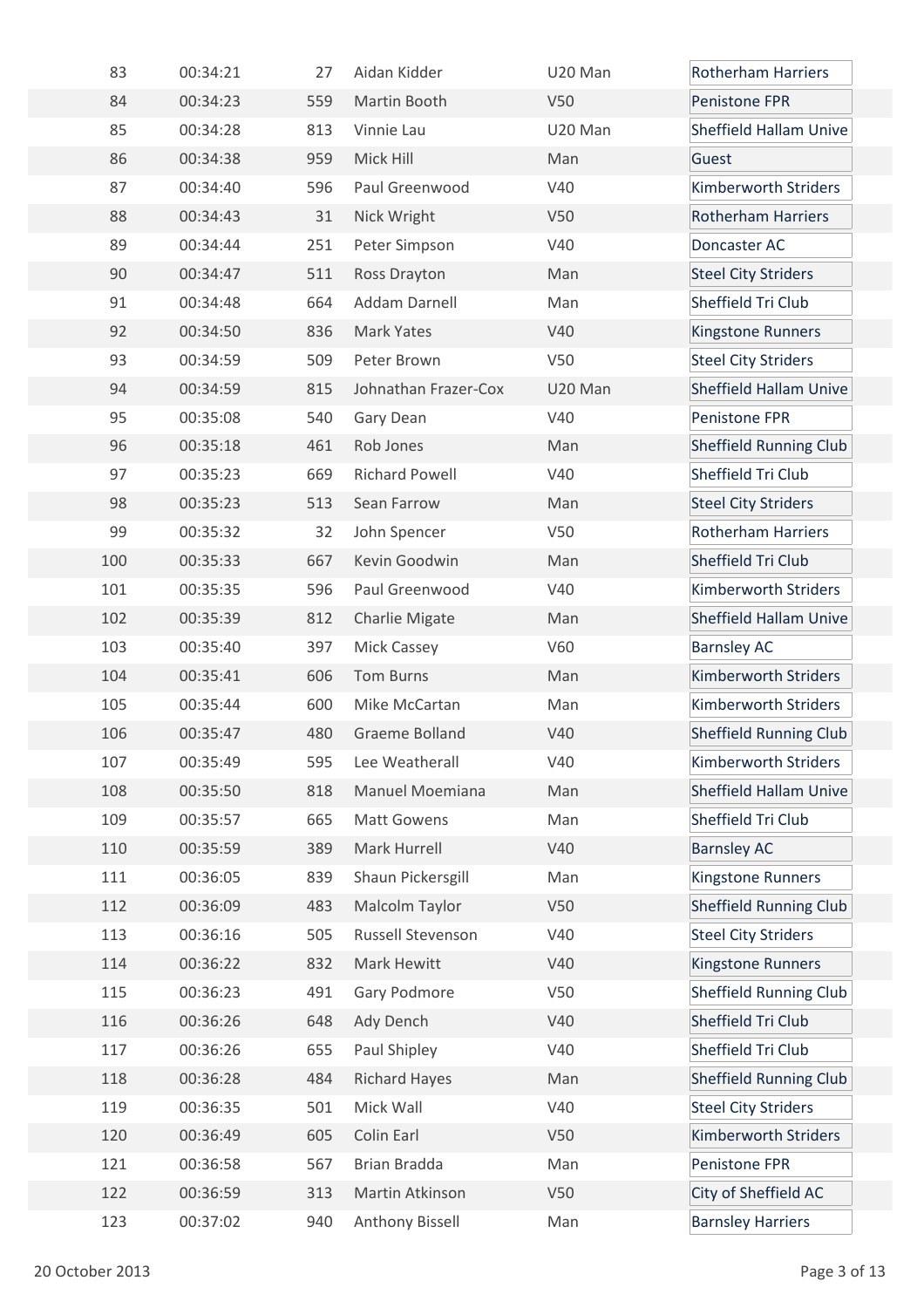| | | | | | |
|---|---|---|---|---|---|
| 83 | 00:34:21 | 27 | Aidan Kidder | U20 Man | Rotherham Harriers |
| 84 | 00:34:23 | 559 | Martin Booth | V50 | Penistone FPR |
| 85 | 00:34:28 | 813 | Vinnie Lau | U20 Man | Sheffield Hallam Unive |
| 86 | 00:34:38 | 959 | Mick Hill | Man | Guest |
| 87 | 00:34:40 | 596 | Paul Greenwood | V40 | Kimberworth Striders |
| 88 | 00:34:43 | 31 | Nick Wright | V50 | Rotherham Harriers |
| 89 | 00:34:44 | 251 | Peter Simpson | V40 | Doncaster AC |
| 90 | 00:34:47 | 511 | Ross Drayton | Man | Steel City Striders |
| 91 | 00:34:48 | 664 | Addam Darnell | Man | Sheffield Tri Club |
| 92 | 00:34:50 | 836 | Mark Yates | V40 | Kingstone Runners |
| 93 | 00:34:59 | 509 | Peter Brown | V50 | Steel City Striders |
| 94 | 00:34:59 | 815 | Johnathan Frazer-Cox | U20 Man | Sheffield Hallam Unive |
| 95 | 00:35:08 | 540 | Gary Dean | V40 | Penistone FPR |
| 96 | 00:35:18 | 461 | Rob Jones | Man | Sheffield Running Club |
| 97 | 00:35:23 | 669 | Richard Powell | V40 | Sheffield Tri Club |
| 98 | 00:35:23 | 513 | Sean Farrow | Man | Steel City Striders |
| 99 | 00:35:32 | 32 | John Spencer | V50 | Rotherham Harriers |
| 100 | 00:35:33 | 667 | Kevin Goodwin | Man | Sheffield Tri Club |
| 101 | 00:35:35 | 596 | Paul Greenwood | V40 | Kimberworth Striders |
| 102 | 00:35:39 | 812 | Charlie Migate | Man | Sheffield Hallam Unive |
| 103 | 00:35:40 | 397 | Mick Cassey | V60 | Barnsley AC |
| 104 | 00:35:41 | 606 | Tom Burns | Man | Kimberworth Striders |
| 105 | 00:35:44 | 600 | Mike McCartan | Man | Kimberworth Striders |
| 106 | 00:35:47 | 480 | Graeme Bolland | V40 | Sheffield Running Club |
| 107 | 00:35:49 | 595 | Lee Weatherall | V40 | Kimberworth Striders |
| 108 | 00:35:50 | 818 | Manuel Moemiana | Man | Sheffield Hallam Unive |
| 109 | 00:35:57 | 665 | Matt Gowens | Man | Sheffield Tri Club |
| 110 | 00:35:59 | 389 | Mark Hurrell | V40 | Barnsley AC |
| 111 | 00:36:05 | 839 | Shaun Pickersgill | Man | Kingstone Runners |
| 112 | 00:36:09 | 483 | Malcolm Taylor | V50 | Sheffield Running Club |
| 113 | 00:36:16 | 505 | Russell Stevenson | V40 | Steel City Striders |
| 114 | 00:36:22 | 832 | Mark Hewitt | V40 | Kingstone Runners |
| 115 | 00:36:23 | 491 | Gary Podmore | V50 | Sheffield Running Club |
| 116 | 00:36:26 | 648 | Ady Dench | V40 | Sheffield Tri Club |
| 117 | 00:36:26 | 655 | Paul Shipley | V40 | Sheffield Tri Club |
| 118 | 00:36:28 | 484 | Richard Hayes | Man | Sheffield Running Club |
| 119 | 00:36:35 | 501 | Mick Wall | V40 | Steel City Striders |
| 120 | 00:36:49 | 605 | Colin Earl | V50 | Kimberworth Striders |
| 121 | 00:36:58 | 567 | Brian Bradda | Man | Penistone FPR |
| 122 | 00:36:59 | 313 | Martin Atkinson | V50 | City of Sheffield AC |
| 123 | 00:37:02 | 940 | Anthony Bissell | Man | Barnsley Harriers |

20 October 2013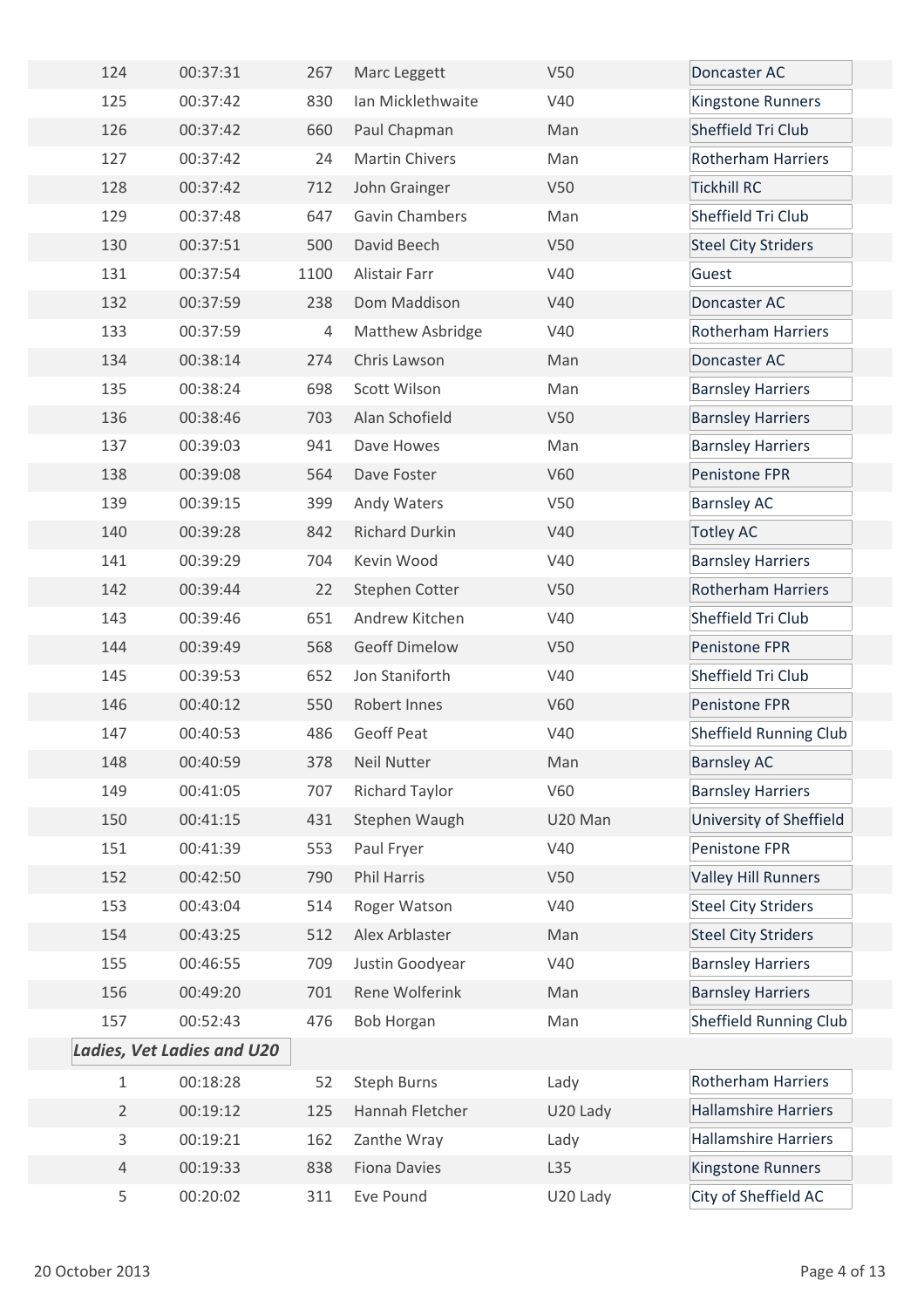| | | | | | |
|---|---|---|---|---|---|
| 124 | 00:37:31 | 267 | Marc Leggett | V50 | Doncaster AC |
| 125 | 00:37:42 | 830 | Ian Micklethwaite | V40 | Kingstone Runners |
| 126 | 00:37:42 | 660 | Paul Chapman | Man | Sheffield Tri Club |
| 127 | 00:37:42 | 24 | Martin Chivers | Man | Rotherham Harriers |
| 128 | 00:37:42 | 712 | John Grainger | V50 | Tickhill RC |
| 129 | 00:37:48 | 647 | Gavin Chambers | Man | Sheffield Tri Club |
| 130 | 00:37:51 | 500 | David Beech | V50 | Steel City Striders |
| 131 | 00:37:54 | 1100 | Alistair Farr | V40 | Guest |
| 132 | 00:37:59 | 238 | Dom Maddison | V40 | Doncaster AC |
| 133 | 00:37:59 | 4 | Matthew Asbridge | V40 | Rotherham Harriers |
| 134 | 00:38:14 | 274 | Chris Lawson | Man | Doncaster AC |
| 135 | 00:38:24 | 698 | Scott Wilson | Man | Barnsley Harriers |
| 136 | 00:38:46 | 703 | Alan Schofield | V50 | Barnsley Harriers |
| 137 | 00:39:03 | 941 | Dave Howes | Man | Barnsley Harriers |
| 138 | 00:39:08 | 564 | Dave Foster | V60 | Penistone FPR |
| 139 | 00:39:15 | 399 | Andy Waters | V50 | Barnsley AC |
| 140 | 00:39:28 | 842 | Richard Durkin | V40 | Totley AC |
| 141 | 00:39:29 | 704 | Kevin Wood | V40 | Barnsley Harriers |
| 142 | 00:39:44 | 22 | Stephen Cotter | V50 | Rotherham Harriers |
| 143 | 00:39:46 | 651 | Andrew Kitchen | V40 | Sheffield Tri Club |
| 144 | 00:39:49 | 568 | Geoff Dimelow | V50 | Penistone FPR |
| 145 | 00:39:53 | 652 | Jon Staniforth | V40 | Sheffield Tri Club |
| 146 | 00:40:12 | 550 | Robert Innes | V60 | Penistone FPR |
| 147 | 00:40:53 | 486 | Geoff Peat | V40 | Sheffield Running Club |
| 148 | 00:40:59 | 378 | Neil Nutter | Man | Barnsley AC |
| 149 | 00:41:05 | 707 | Richard Taylor | V60 | Barnsley Harriers |
| 150 | 00:41:15 | 431 | Stephen Waugh | U20 Man | University of Sheffield |
| 151 | 00:41:39 | 553 | Paul Fryer | V40 | Penistone FPR |
| 152 | 00:42:50 | 790 | Phil Harris | V50 | Valley Hill Runners |
| 153 | 00:43:04 | 514 | Roger Watson | V40 | Steel City Striders |
| 154 | 00:43:25 | 512 | Alex Arblaster | Man | Steel City Striders |
| 155 | 00:46:55 | 709 | Justin Goodyear | V40 | Barnsley Harriers |
| 156 | 00:49:20 | 701 | Rene Wolferink | Man | Barnsley Harriers |
| 157 | 00:52:43 | 476 | Bob Horgan | Man | Sheffield Running Club |

***Ladies, Vet Ladies and U20***

| | | | | | |
|---|---|---|---|---|---|
| 1 | 00:18:28 | 52 | Steph Burns | Lady | Rotherham Harriers |
| 2 | 00:19:12 | 125 | Hannah Fletcher | U20 Lady | Hallamshire Harriers |
| 3 | 00:19:21 | 162 | Zanthe Wray | Lady | Hallamshire Harriers |
| 4 | 00:19:33 | 838 | Fiona Davies | L35 | Kingstone Runners |
| 5 | 00:20:02 | 311 | Eve Pound | U20 Lady | City of Sheffield AC |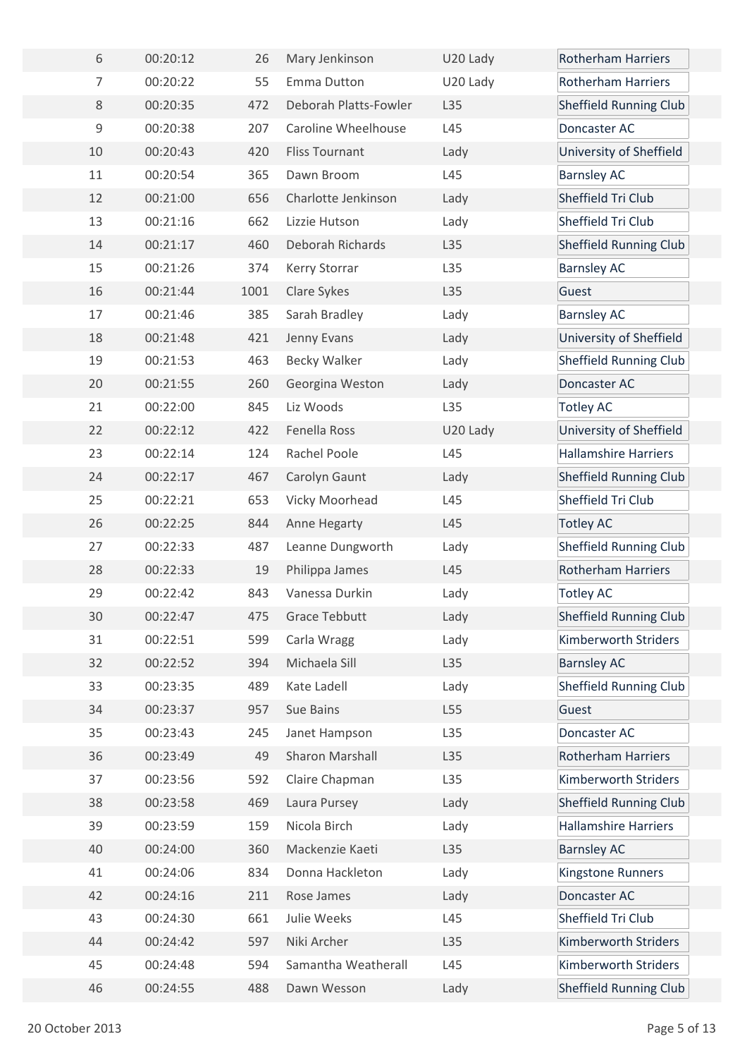| 6 | 00:20:12 | 26 | Mary Jenkinson | U20 Lady | Rotherham Harriers |
|---|---|---|---|---|---|
| 7 | 00:20:22 | 55 | Emma Dutton | U20 Lady | Rotherham Harriers |
| 8 | 00:20:35 | 472 | Deborah Platts-Fowler | L35 | Sheffield Running Club |
| 9 | 00:20:38 | 207 | Caroline Wheelhouse | L45 | Doncaster AC |
| 10 | 00:20:43 | 420 | Fliss Tournant | Lady | University of Sheffield |
| 11 | 00:20:54 | 365 | Dawn Broom | L45 | Barnsley AC |
| 12 | 00:21:00 | 656 | Charlotte Jenkinson | Lady | Sheffield Tri Club |
| 13 | 00:21:16 | 662 | Lizzie Hutson | Lady | Sheffield Tri Club |
| 14 | 00:21:17 | 460 | Deborah Richards | L35 | Sheffield Running Club |
| 15 | 00:21:26 | 374 | Kerry Storrar | L35 | Barnsley AC |
| 16 | 00:21:44 | 1001 | Clare Sykes | L35 | Guest |
| 17 | 00:21:46 | 385 | Sarah Bradley | Lady | Barnsley AC |
| 18 | 00:21:48 | 421 | Jenny Evans | Lady | University of Sheffield |
| 19 | 00:21:53 | 463 | Becky Walker | Lady | Sheffield Running Club |
| 20 | 00:21:55 | 260 | Georgina Weston | Lady | Doncaster AC |
| 21 | 00:22:00 | 845 | Liz Woods | L35 | Totley AC |
| 22 | 00:22:12 | 422 | Fenella Ross | U20 Lady | University of Sheffield |
| 23 | 00:22:14 | 124 | Rachel Poole | L45 | Hallamshire Harriers |
| 24 | 00:22:17 | 467 | Carolyn Gaunt | Lady | Sheffield Running Club |
| 25 | 00:22:21 | 653 | Vicky Moorhead | L45 | Sheffield Tri Club |
| 26 | 00:22:25 | 844 | Anne Hegarty | L45 | Totley AC |
| 27 | 00:22:33 | 487 | Leanne Dungworth | Lady | Sheffield Running Club |
| 28 | 00:22:33 | 19 | Philippa James | L45 | Rotherham Harriers |
| 29 | 00:22:42 | 843 | Vanessa Durkin | Lady | Totley AC |
| 30 | 00:22:47 | 475 | Grace Tebbutt | Lady | Sheffield Running Club |
| 31 | 00:22:51 | 599 | Carla Wragg | Lady | Kimberworth Striders |
| 32 | 00:22:52 | 394 | Michaela Sill | L35 | Barnsley AC |
| 33 | 00:23:35 | 489 | Kate Ladell | Lady | Sheffield Running Club |
| 34 | 00:23:37 | 957 | Sue Bains | L55 | Guest |
| 35 | 00:23:43 | 245 | Janet Hampson | L35 | Doncaster AC |
| 36 | 00:23:49 | 49 | Sharon Marshall | L35 | Rotherham Harriers |
| 37 | 00:23:56 | 592 | Claire Chapman | L35 | Kimberworth Striders |
| 38 | 00:23:58 | 469 | Laura Pursey | Lady | Sheffield Running Club |
| 39 | 00:23:59 | 159 | Nicola Birch | Lady | Hallamshire Harriers |
| 40 | 00:24:00 | 360 | Mackenzie Kaeti | L35 | Barnsley AC |
| 41 | 00:24:06 | 834 | Donna Hackleton | Lady | Kingstone Runners |
| 42 | 00:24:16 | 211 | Rose James | Lady | Doncaster AC |
| 43 | 00:24:30 | 661 | Julie Weeks | L45 | Sheffield Tri Club |
| 44 | 00:24:42 | 597 | Niki Archer | L35 | Kimberworth Striders |
| 45 | 00:24:48 | 594 | Samantha Weatherall | L45 | Kimberworth Striders |
| 46 | 00:24:55 | 488 | Dawn Wesson | Lady | Sheffield Running Club |

20 October 2013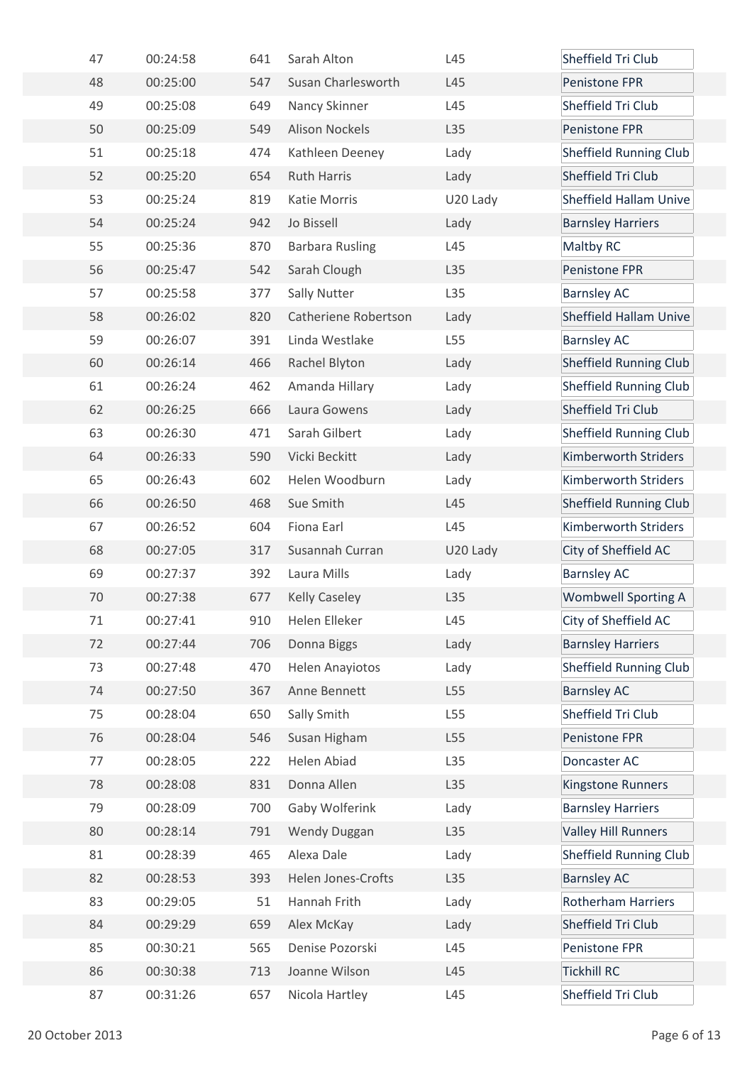| | | | | | |
|---|---|---|---|---|---|
| 47 | 00:24:58 | 641 | Sarah Alton | L45 | Sheffield Tri Club |
| 48 | 00:25:00 | 547 | Susan Charlesworth | L45 | Penistone FPR |
| 49 | 00:25:08 | 649 | Nancy Skinner | L45 | Sheffield Tri Club |
| 50 | 00:25:09 | 549 | Alison Nockels | L35 | Penistone FPR |
| 51 | 00:25:18 | 474 | Kathleen Deeney | Lady | Sheffield Running Club |
| 52 | 00:25:20 | 654 | Ruth Harris | Lady | Sheffield Tri Club |
| 53 | 00:25:24 | 819 | Katie Morris | U20 Lady | Sheffield Hallam Unive |
| 54 | 00:25:24 | 942 | Jo Bissell | Lady | Barnsley Harriers |
| 55 | 00:25:36 | 870 | Barbara Rusling | L45 | Maltby RC |
| 56 | 00:25:47 | 542 | Sarah Clough | L35 | Penistone FPR |
| 57 | 00:25:58 | 377 | Sally Nutter | L35 | Barnsley AC |
| 58 | 00:26:02 | 820 | Catheriene Robertson | Lady | Sheffield Hallam Unive |
| 59 | 00:26:07 | 391 | Linda Westlake | L55 | Barnsley AC |
| 60 | 00:26:14 | 466 | Rachel Blyton | Lady | Sheffield Running Club |
| 61 | 00:26:24 | 462 | Amanda Hillary | Lady | Sheffield Running Club |
| 62 | 00:26:25 | 666 | Laura Gowens | Lady | Sheffield Tri Club |
| 63 | 00:26:30 | 471 | Sarah Gilbert | Lady | Sheffield Running Club |
| 64 | 00:26:33 | 590 | Vicki Beckitt | Lady | Kimberworth Striders |
| 65 | 00:26:43 | 602 | Helen Woodburn | Lady | Kimberworth Striders |
| 66 | 00:26:50 | 468 | Sue Smith | L45 | Sheffield Running Club |
| 67 | 00:26:52 | 604 | Fiona Earl | L45 | Kimberworth Striders |
| 68 | 00:27:05 | 317 | Susannah Curran | U20 Lady | City of Sheffield AC |
| 69 | 00:27:37 | 392 | Laura Mills | Lady | Barnsley AC |
| 70 | 00:27:38 | 677 | Kelly Caseley | L35 | Wombwell Sporting A |
| 71 | 00:27:41 | 910 | Helen Elleker | L45 | City of Sheffield AC |
| 72 | 00:27:44 | 706 | Donna Biggs | Lady | Barnsley Harriers |
| 73 | 00:27:48 | 470 | Helen Anayiotos | Lady | Sheffield Running Club |
| 74 | 00:27:50 | 367 | Anne Bennett | L55 | Barnsley AC |
| 75 | 00:28:04 | 650 | Sally Smith | L55 | Sheffield Tri Club |
| 76 | 00:28:04 | 546 | Susan Higham | L55 | Penistone FPR |
| 77 | 00:28:05 | 222 | Helen Abiad | L35 | Doncaster AC |
| 78 | 00:28:08 | 831 | Donna Allen | L35 | Kingstone Runners |
| 79 | 00:28:09 | 700 | Gaby Wolferink | Lady | Barnsley Harriers |
| 80 | 00:28:14 | 791 | Wendy Duggan | L35 | Valley Hill Runners |
| 81 | 00:28:39 | 465 | Alexa Dale | Lady | Sheffield Running Club |
| 82 | 00:28:53 | 393 | Helen Jones-Crofts | L35 | Barnsley AC |
| 83 | 00:29:05 | 51 | Hannah Frith | Lady | Rotherham Harriers |
| 84 | 00:29:29 | 659 | Alex McKay | Lady | Sheffield Tri Club |
| 85 | 00:30:21 | 565 | Denise Pozorski | L45 | Penistone FPR |
| 86 | 00:30:38 | 713 | Joanne Wilson | L45 | Tickhill RC |
| 87 | 00:31:26 | 657 | Nicola Hartley | L45 | Sheffield Tri Club |

20 October 2013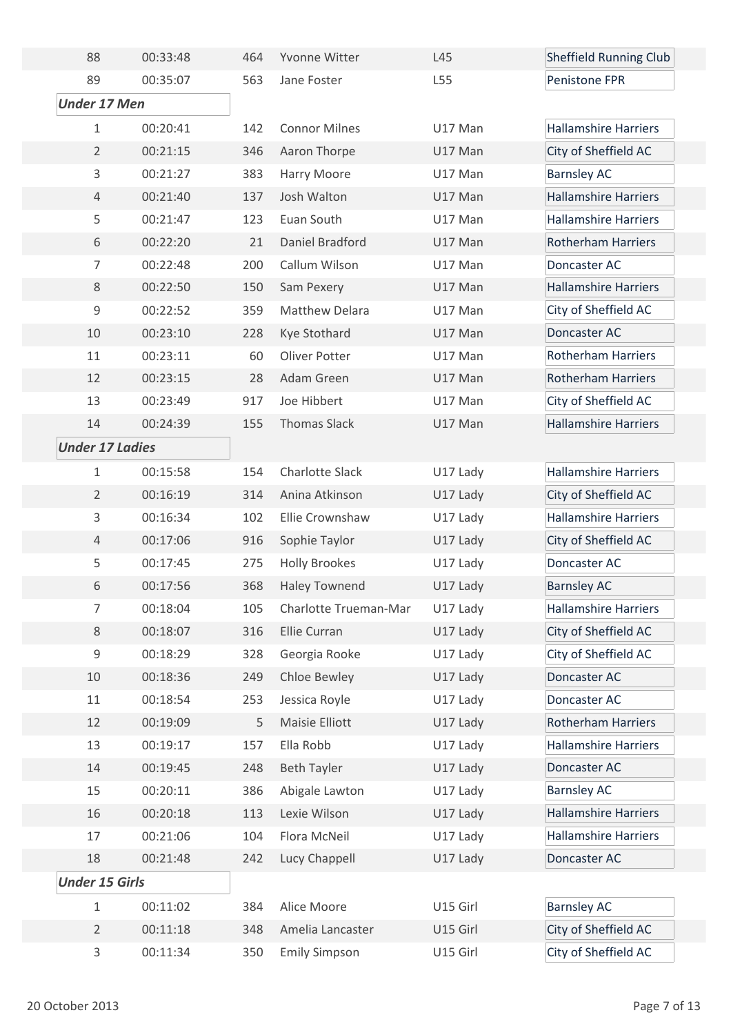| Pos | Time | No. | Name | Category | Club |
|---|---|---|---|---|---|
| 88 | 00:33:48 | 464 | Yvonne Witter | L45 | Sheffield Running Club |
| 89 | 00:35:07 | 563 | Jane Foster | L55 | Penistone FPR |

### Under 17 Men

| Pos | Time | No. | Name | Category | Club |
|---|---|---|---|---|---|
| 1 | 00:20:41 | 142 | Connor Milnes | U17 Man | Hallamshire Harriers |
| 2 | 00:21:15 | 346 | Aaron Thorpe | U17 Man | City of Sheffield AC |
| 3 | 00:21:27 | 383 | Harry Moore | U17 Man | Barnsley AC |
| 4 | 00:21:40 | 137 | Josh Walton | U17 Man | Hallamshire Harriers |
| 5 | 00:21:47 | 123 | Euan South | U17 Man | Hallamshire Harriers |
| 6 | 00:22:20 | 21 | Daniel Bradford | U17 Man | Rotherham Harriers |
| 7 | 00:22:48 | 200 | Callum Wilson | U17 Man | Doncaster AC |
| 8 | 00:22:50 | 150 | Sam Pexery | U17 Man | Hallamshire Harriers |
| 9 | 00:22:52 | 359 | Matthew Delara | U17 Man | City of Sheffield AC |
| 10 | 00:23:10 | 228 | Kye Stothard | U17 Man | Doncaster AC |
| 11 | 00:23:11 | 60 | Oliver Potter | U17 Man | Rotherham Harriers |
| 12 | 00:23:15 | 28 | Adam Green | U17 Man | Rotherham Harriers |
| 13 | 00:23:49 | 917 | Joe Hibbert | U17 Man | City of Sheffield AC |
| 14 | 00:24:39 | 155 | Thomas Slack | U17 Man | Hallamshire Harriers |

### Under 17 Ladies

| Pos | Time | No. | Name | Category | Club |
|---|---|---|---|---|---|
| 1 | 00:15:58 | 154 | Charlotte Slack | U17 Lady | Hallamshire Harriers |
| 2 | 00:16:19 | 314 | Anina Atkinson | U17 Lady | City of Sheffield AC |
| 3 | 00:16:34 | 102 | Ellie Crownshaw | U17 Lady | Hallamshire Harriers |
| 4 | 00:17:06 | 916 | Sophie Taylor | U17 Lady | City of Sheffield AC |
| 5 | 00:17:45 | 275 | Holly Brookes | U17 Lady | Doncaster AC |
| 6 | 00:17:56 | 368 | Haley Townend | U17 Lady | Barnsley AC |
| 7 | 00:18:04 | 105 | Charlotte Trueman-Mar | U17 Lady | Hallamshire Harriers |
| 8 | 00:18:07 | 316 | Ellie Curran | U17 Lady | City of Sheffield AC |
| 9 | 00:18:29 | 328 | Georgia Rooke | U17 Lady | City of Sheffield AC |
| 10 | 00:18:36 | 249 | Chloe Bewley | U17 Lady | Doncaster AC |
| 11 | 00:18:54 | 253 | Jessica Royle | U17 Lady | Doncaster AC |
| 12 | 00:19:09 | 5 | Maisie Elliott | U17 Lady | Rotherham Harriers |
| 13 | 00:19:17 | 157 | Ella Robb | U17 Lady | Hallamshire Harriers |
| 14 | 00:19:45 | 248 | Beth Tayler | U17 Lady | Doncaster AC |
| 15 | 00:20:11 | 386 | Abigale Lawton | U17 Lady | Barnsley AC |
| 16 | 00:20:18 | 113 | Lexie Wilson | U17 Lady | Hallamshire Harriers |
| 17 | 00:21:06 | 104 | Flora McNeil | U17 Lady | Hallamshire Harriers |
| 18 | 00:21:48 | 242 | Lucy Chappell | U17 Lady | Doncaster AC |

### Under 15 Girls

| Pos | Time | No. | Name | Category | Club |
|---|---|---|---|---|---|
| 1 | 00:11:02 | 384 | Alice Moore | U15 Girl | Barnsley AC |
| 2 | 00:11:18 | 348 | Amelia Lancaster | U15 Girl | City of Sheffield AC |
| 3 | 00:11:34 | 350 | Emily Simpson | U15 Girl | City of Sheffield AC |

20 October 2013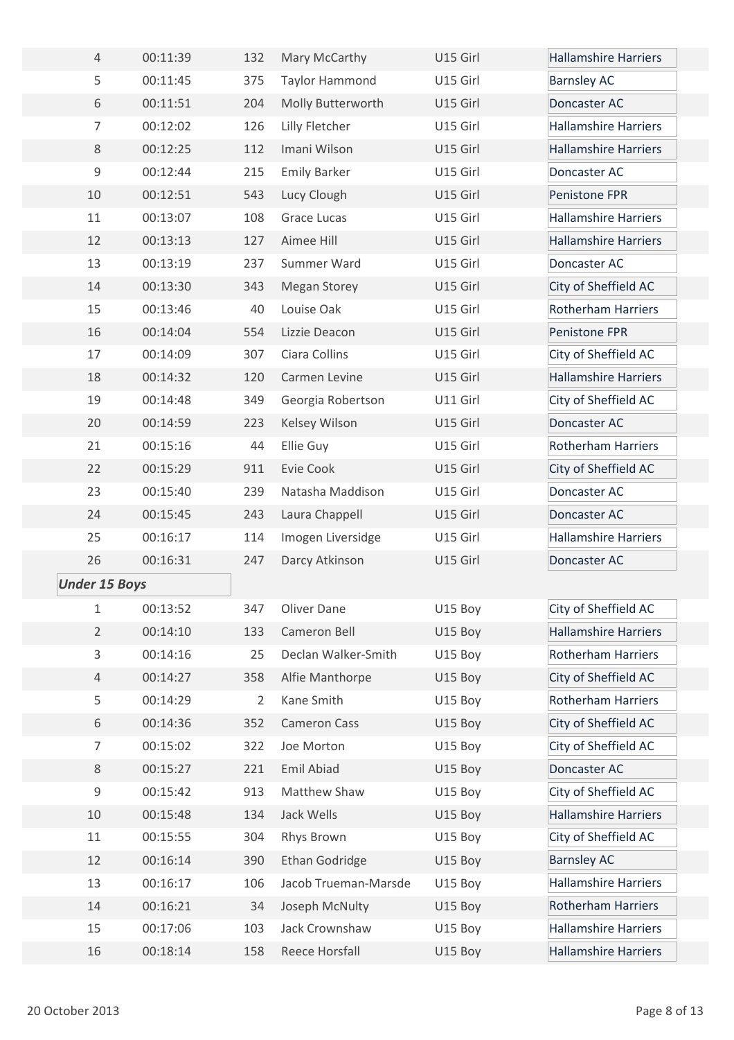| | | | | | |
|---|---|---|---|---|---|
| 4 | 00:11:39 | 132 | Mary McCarthy | U15 Girl | Hallamshire Harriers |
| 5 | 00:11:45 | 375 | Taylor Hammond | U15 Girl | Barnsley AC |
| 6 | 00:11:51 | 204 | Molly Butterworth | U15 Girl | Doncaster AC |
| 7 | 00:12:02 | 126 | Lilly Fletcher | U15 Girl | Hallamshire Harriers |
| 8 | 00:12:25 | 112 | Imani Wilson | U15 Girl | Hallamshire Harriers |
| 9 | 00:12:44 | 215 | Emily Barker | U15 Girl | Doncaster AC |
| 10 | 00:12:51 | 543 | Lucy Clough | U15 Girl | Penistone FPR |
| 11 | 00:13:07 | 108 | Grace Lucas | U15 Girl | Hallamshire Harriers |
| 12 | 00:13:13 | 127 | Aimee Hill | U15 Girl | Hallamshire Harriers |
| 13 | 00:13:19 | 237 | Summer Ward | U15 Girl | Doncaster AC |
| 14 | 00:13:30 | 343 | Megan Storey | U15 Girl | City of Sheffield AC |
| 15 | 00:13:46 | 40 | Louise Oak | U15 Girl | Rotherham Harriers |
| 16 | 00:14:04 | 554 | Lizzie Deacon | U15 Girl | Penistone FPR |
| 17 | 00:14:09 | 307 | Ciara Collins | U15 Girl | City of Sheffield AC |
| 18 | 00:14:32 | 120 | Carmen Levine | U15 Girl | Hallamshire Harriers |
| 19 | 00:14:48 | 349 | Georgia Robertson | U11 Girl | City of Sheffield AC |
| 20 | 00:14:59 | 223 | Kelsey Wilson | U15 Girl | Doncaster AC |
| 21 | 00:15:16 | 44 | Ellie Guy | U15 Girl | Rotherham Harriers |
| 22 | 00:15:29 | 911 | Evie Cook | U15 Girl | City of Sheffield AC |
| 23 | 00:15:40 | 239 | Natasha Maddison | U15 Girl | Doncaster AC |
| 24 | 00:15:45 | 243 | Laura Chappell | U15 Girl | Doncaster AC |
| 25 | 00:16:17 | 114 | Imogen Liversidge | U15 Girl | Hallamshire Harriers |
| 26 | 00:16:31 | 247 | Darcy Atkinson | U15 Girl | Doncaster AC |

***Under 15 Boys***

| | | | | | |
|---|---|---|---|---|---|
| 1 | 00:13:52 | 347 | Oliver Dane | U15 Boy | City of Sheffield AC |
| 2 | 00:14:10 | 133 | Cameron Bell | U15 Boy | Hallamshire Harriers |
| 3 | 00:14:16 | 25 | Declan Walker-Smith | U15 Boy | Rotherham Harriers |
| 4 | 00:14:27 | 358 | Alfie Manthorpe | U15 Boy | City of Sheffield AC |
| 5 | 00:14:29 | 2 | Kane Smith | U15 Boy | Rotherham Harriers |
| 6 | 00:14:36 | 352 | Cameron Cass | U15 Boy | City of Sheffield AC |
| 7 | 00:15:02 | 322 | Joe Morton | U15 Boy | City of Sheffield AC |
| 8 | 00:15:27 | 221 | Emil Abiad | U15 Boy | Doncaster AC |
| 9 | 00:15:42 | 913 | Matthew Shaw | U15 Boy | City of Sheffield AC |
| 10 | 00:15:48 | 134 | Jack Wells | U15 Boy | Hallamshire Harriers |
| 11 | 00:15:55 | 304 | Rhys Brown | U15 Boy | City of Sheffield AC |
| 12 | 00:16:14 | 390 | Ethan Godridge | U15 Boy | Barnsley AC |
| 13 | 00:16:17 | 106 | Jacob Trueman-Marsde | U15 Boy | Hallamshire Harriers |
| 14 | 00:16:21 | 34 | Joseph McNulty | U15 Boy | Rotherham Harriers |
| 15 | 00:17:06 | 103 | Jack Crownshaw | U15 Boy | Hallamshire Harriers |
| 16 | 00:18:14 | 158 | Reece Horsfall | U15 Boy | Hallamshire Harriers |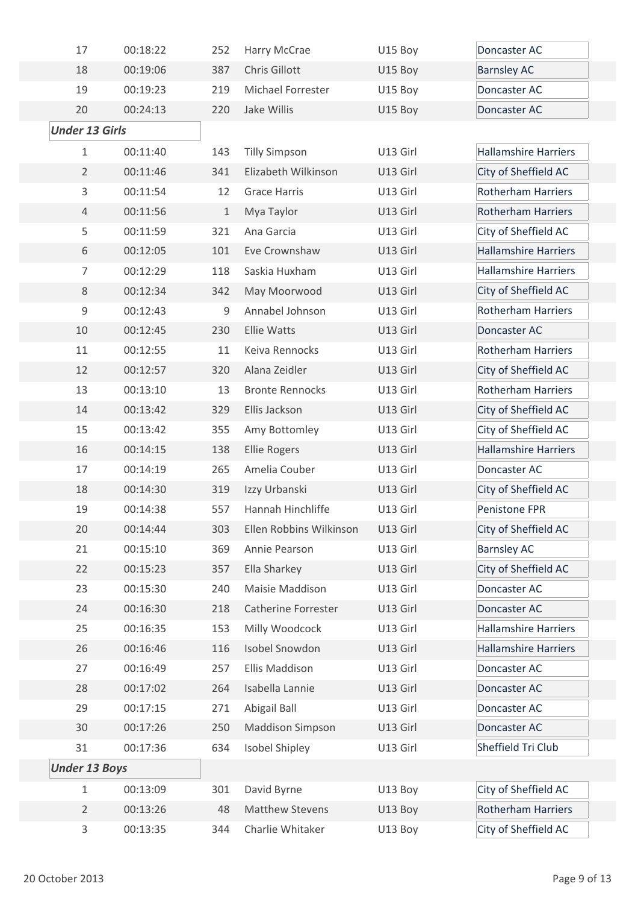| | | | | | |
|---|---|---|---|---|---|
| 17 | 00:18:22 | 252 | Harry McCrae | U15 Boy | Doncaster AC |
| 18 | 00:19:06 | 387 | Chris Gillott | U15 Boy | Barnsley AC |
| 19 | 00:19:23 | 219 | Michael Forrester | U15 Boy | Doncaster AC |
| 20 | 00:24:13 | 220 | Jake Willis | U15 Boy | Doncaster AC |

***Under 13 Girls***

| | | | | | |
|---|---|---|---|---|---|
| 1 | 00:11:40 | 143 | Tilly Simpson | U13 Girl | Hallamshire Harriers |
| 2 | 00:11:46 | 341 | Elizabeth Wilkinson | U13 Girl | City of Sheffield AC |
| 3 | 00:11:54 | 12 | Grace Harris | U13 Girl | Rotherham Harriers |
| 4 | 00:11:56 | 1 | Mya Taylor | U13 Girl | Rotherham Harriers |
| 5 | 00:11:59 | 321 | Ana Garcia | U13 Girl | City of Sheffield AC |
| 6 | 00:12:05 | 101 | Eve Crownshaw | U13 Girl | Hallamshire Harriers |
| 7 | 00:12:29 | 118 | Saskia Huxham | U13 Girl | Hallamshire Harriers |
| 8 | 00:12:34 | 342 | May Moorwood | U13 Girl | City of Sheffield AC |
| 9 | 00:12:43 | 9 | Annabel Johnson | U13 Girl | Rotherham Harriers |
| 10 | 00:12:45 | 230 | Ellie Watts | U13 Girl | Doncaster AC |
| 11 | 00:12:55 | 11 | Keiva Rennocks | U13 Girl | Rotherham Harriers |
| 12 | 00:12:57 | 320 | Alana Zeidler | U13 Girl | City of Sheffield AC |
| 13 | 00:13:10 | 13 | Bronte Rennocks | U13 Girl | Rotherham Harriers |
| 14 | 00:13:42 | 329 | Ellis Jackson | U13 Girl | City of Sheffield AC |
| 15 | 00:13:42 | 355 | Amy Bottomley | U13 Girl | City of Sheffield AC |
| 16 | 00:14:15 | 138 | Ellie Rogers | U13 Girl | Hallamshire Harriers |
| 17 | 00:14:19 | 265 | Amelia Couber | U13 Girl | Doncaster AC |
| 18 | 00:14:30 | 319 | Izzy Urbanski | U13 Girl | City of Sheffield AC |
| 19 | 00:14:38 | 557 | Hannah Hinchliffe | U13 Girl | Penistone FPR |
| 20 | 00:14:44 | 303 | Ellen Robbins Wilkinson | U13 Girl | City of Sheffield AC |
| 21 | 00:15:10 | 369 | Annie Pearson | U13 Girl | Barnsley AC |
| 22 | 00:15:23 | 357 | Ella Sharkey | U13 Girl | City of Sheffield AC |
| 23 | 00:15:30 | 240 | Maisie Maddison | U13 Girl | Doncaster AC |
| 24 | 00:16:30 | 218 | Catherine Forrester | U13 Girl | Doncaster AC |
| 25 | 00:16:35 | 153 | Milly Woodcock | U13 Girl | Hallamshire Harriers |
| 26 | 00:16:46 | 116 | Isobel Snowdon | U13 Girl | Hallamshire Harriers |
| 27 | 00:16:49 | 257 | Ellis Maddison | U13 Girl | Doncaster AC |
| 28 | 00:17:02 | 264 | Isabella Lannie | U13 Girl | Doncaster AC |
| 29 | 00:17:15 | 271 | Abigail Ball | U13 Girl | Doncaster AC |
| 30 | 00:17:26 | 250 | Maddison Simpson | U13 Girl | Doncaster AC |
| 31 | 00:17:36 | 634 | Isobel Shipley | U13 Girl | Sheffield Tri Club |

***Under 13 Boys***

| | | | | | |
|---|---|---|---|---|---|
| 1 | 00:13:09 | 301 | David Byrne | U13 Boy | City of Sheffield AC |
| 2 | 00:13:26 | 48 | Matthew Stevens | U13 Boy | Rotherham Harriers |
| 3 | 00:13:35 | 344 | Charlie Whitaker | U13 Boy | City of Sheffield AC |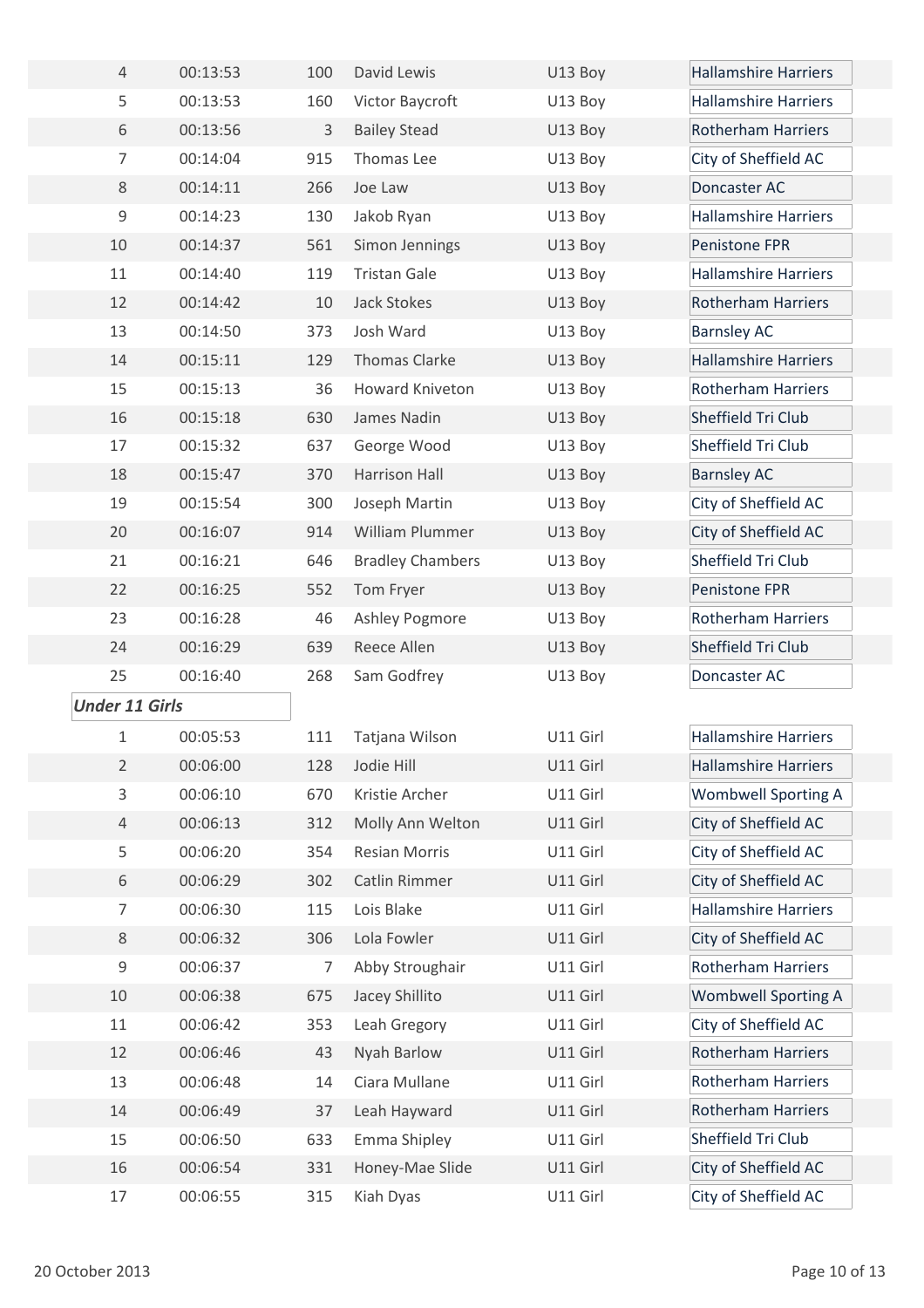| | | | | | |
|---|---|---|---|---|---|
| 4 | 00:13:53 | 100 | David Lewis | U13 Boy | Hallamshire Harriers |
| 5 | 00:13:53 | 160 | Victor Baycroft | U13 Boy | Hallamshire Harriers |
| 6 | 00:13:56 | 3 | Bailey Stead | U13 Boy | Rotherham Harriers |
| 7 | 00:14:04 | 915 | Thomas Lee | U13 Boy | City of Sheffield AC |
| 8 | 00:14:11 | 266 | Joe Law | U13 Boy | Doncaster AC |
| 9 | 00:14:23 | 130 | Jakob Ryan | U13 Boy | Hallamshire Harriers |
| 10 | 00:14:37 | 561 | Simon Jennings | U13 Boy | Penistone FPR |
| 11 | 00:14:40 | 119 | Tristan Gale | U13 Boy | Hallamshire Harriers |
| 12 | 00:14:42 | 10 | Jack Stokes | U13 Boy | Rotherham Harriers |
| 13 | 00:14:50 | 373 | Josh Ward | U13 Boy | Barnsley AC |
| 14 | 00:15:11 | 129 | Thomas Clarke | U13 Boy | Hallamshire Harriers |
| 15 | 00:15:13 | 36 | Howard Kniveton | U13 Boy | Rotherham Harriers |
| 16 | 00:15:18 | 630 | James Nadin | U13 Boy | Sheffield Tri Club |
| 17 | 00:15:32 | 637 | George Wood | U13 Boy | Sheffield Tri Club |
| 18 | 00:15:47 | 370 | Harrison Hall | U13 Boy | Barnsley AC |
| 19 | 00:15:54 | 300 | Joseph Martin | U13 Boy | City of Sheffield AC |
| 20 | 00:16:07 | 914 | William Plummer | U13 Boy | City of Sheffield AC |
| 21 | 00:16:21 | 646 | Bradley Chambers | U13 Boy | Sheffield Tri Club |
| 22 | 00:16:25 | 552 | Tom Fryer | U13 Boy | Penistone FPR |
| 23 | 00:16:28 | 46 | Ashley Pogmore | U13 Boy | Rotherham Harriers |
| 24 | 00:16:29 | 639 | Reece Allen | U13 Boy | Sheffield Tri Club |
| 25 | 00:16:40 | 268 | Sam Godfrey | U13 Boy | Doncaster AC |

***Under 11 Girls***

| | | | | | |
|---|---|---|---|---|---|
| 1 | 00:05:53 | 111 | Tatjana Wilson | U11 Girl | Hallamshire Harriers |
| 2 | 00:06:00 | 128 | Jodie Hill | U11 Girl | Hallamshire Harriers |
| 3 | 00:06:10 | 670 | Kristie Archer | U11 Girl | Wombwell Sporting A |
| 4 | 00:06:13 | 312 | Molly Ann Welton | U11 Girl | City of Sheffield AC |
| 5 | 00:06:20 | 354 | Resian Morris | U11 Girl | City of Sheffield AC |
| 6 | 00:06:29 | 302 | Catlin Rimmer | U11 Girl | City of Sheffield AC |
| 7 | 00:06:30 | 115 | Lois Blake | U11 Girl | Hallamshire Harriers |
| 8 | 00:06:32 | 306 | Lola Fowler | U11 Girl | City of Sheffield AC |
| 9 | 00:06:37 | 7 | Abby Stroughair | U11 Girl | Rotherham Harriers |
| 10 | 00:06:38 | 675 | Jacey Shillito | U11 Girl | Wombwell Sporting A |
| 11 | 00:06:42 | 353 | Leah Gregory | U11 Girl | City of Sheffield AC |
| 12 | 00:06:46 | 43 | Nyah Barlow | U11 Girl | Rotherham Harriers |
| 13 | 00:06:48 | 14 | Ciara Mullane | U11 Girl | Rotherham Harriers |
| 14 | 00:06:49 | 37 | Leah Hayward | U11 Girl | Rotherham Harriers |
| 15 | 00:06:50 | 633 | Emma Shipley | U11 Girl | Sheffield Tri Club |
| 16 | 00:06:54 | 331 | Honey-Mae Slide | U11 Girl | City of Sheffield AC |
| 17 | 00:06:55 | 315 | Kiah Dyas | U11 Girl | City of Sheffield AC |

20 October 2013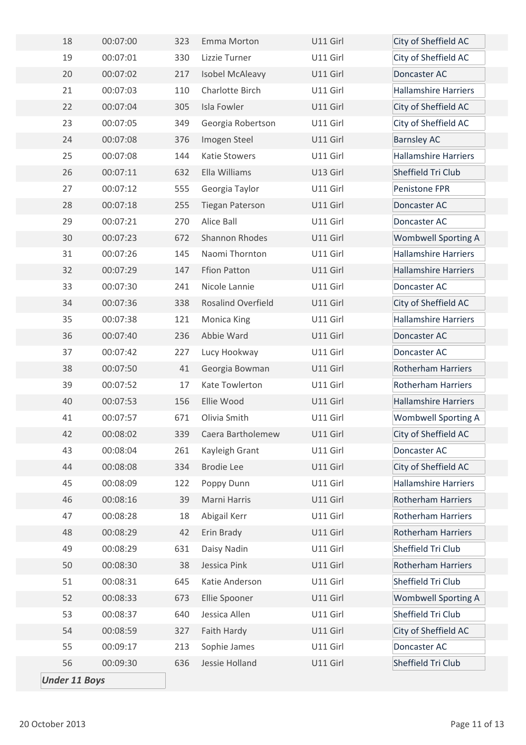| | | | | | |
|---|---|---|---|---|---|
| 18 | 00:07:00 | 323 | Emma Morton | U11 Girl | City of Sheffield AC |
| 19 | 00:07:01 | 330 | Lizzie Turner | U11 Girl | City of Sheffield AC |
| 20 | 00:07:02 | 217 | Isobel McAleavy | U11 Girl | Doncaster AC |
| 21 | 00:07:03 | 110 | Charlotte Birch | U11 Girl | Hallamshire Harriers |
| 22 | 00:07:04 | 305 | Isla Fowler | U11 Girl | City of Sheffield AC |
| 23 | 00:07:05 | 349 | Georgia Robertson | U11 Girl | City of Sheffield AC |
| 24 | 00:07:08 | 376 | Imogen Steel | U11 Girl | Barnsley AC |
| 25 | 00:07:08 | 144 | Katie Stowers | U11 Girl | Hallamshire Harriers |
| 26 | 00:07:11 | 632 | Ella Williams | U13 Girl | Sheffield Tri Club |
| 27 | 00:07:12 | 555 | Georgia Taylor | U11 Girl | Penistone FPR |
| 28 | 00:07:18 | 255 | Tiegan Paterson | U11 Girl | Doncaster AC |
| 29 | 00:07:21 | 270 | Alice Ball | U11 Girl | Doncaster AC |
| 30 | 00:07:23 | 672 | Shannon Rhodes | U11 Girl | Wombwell Sporting A |
| 31 | 00:07:26 | 145 | Naomi Thornton | U11 Girl | Hallamshire Harriers |
| 32 | 00:07:29 | 147 | Ffion Patton | U11 Girl | Hallamshire Harriers |
| 33 | 00:07:30 | 241 | Nicole Lannie | U11 Girl | Doncaster AC |
| 34 | 00:07:36 | 338 | Rosalind Overfield | U11 Girl | City of Sheffield AC |
| 35 | 00:07:38 | 121 | Monica King | U11 Girl | Hallamshire Harriers |
| 36 | 00:07:40 | 236 | Abbie Ward | U11 Girl | Doncaster AC |
| 37 | 00:07:42 | 227 | Lucy Hookway | U11 Girl | Doncaster AC |
| 38 | 00:07:50 | 41 | Georgia Bowman | U11 Girl | Rotherham Harriers |
| 39 | 00:07:52 | 17 | Kate Towlerton | U11 Girl | Rotherham Harriers |
| 40 | 00:07:53 | 156 | Ellie Wood | U11 Girl | Hallamshire Harriers |
| 41 | 00:07:57 | 671 | Olivia Smith | U11 Girl | Wombwell Sporting A |
| 42 | 00:08:02 | 339 | Caera Bartholemew | U11 Girl | City of Sheffield AC |
| 43 | 00:08:04 | 261 | Kayleigh Grant | U11 Girl | Doncaster AC |
| 44 | 00:08:08 | 334 | Brodie Lee | U11 Girl | City of Sheffield AC |
| 45 | 00:08:09 | 122 | Poppy Dunn | U11 Girl | Hallamshire Harriers |
| 46 | 00:08:16 | 39 | Marni Harris | U11 Girl | Rotherham Harriers |
| 47 | 00:08:28 | 18 | Abigail Kerr | U11 Girl | Rotherham Harriers |
| 48 | 00:08:29 | 42 | Erin Brady | U11 Girl | Rotherham Harriers |
| 49 | 00:08:29 | 631 | Daisy Nadin | U11 Girl | Sheffield Tri Club |
| 50 | 00:08:30 | 38 | Jessica Pink | U11 Girl | Rotherham Harriers |
| 51 | 00:08:31 | 645 | Katie Anderson | U11 Girl | Sheffield Tri Club |
| 52 | 00:08:33 | 673 | Ellie Spooner | U11 Girl | Wombwell Sporting A |
| 53 | 00:08:37 | 640 | Jessica Allen | U11 Girl | Sheffield Tri Club |
| 54 | 00:08:59 | 327 | Faith Hardy | U11 Girl | City of Sheffield AC |
| 55 | 00:09:17 | 213 | Sophie James | U11 Girl | Doncaster AC |
| 56 | 00:09:30 | 636 | Jessie Holland | U11 Girl | Sheffield Tri Club |

***Under 11 Boys***

20 October 2013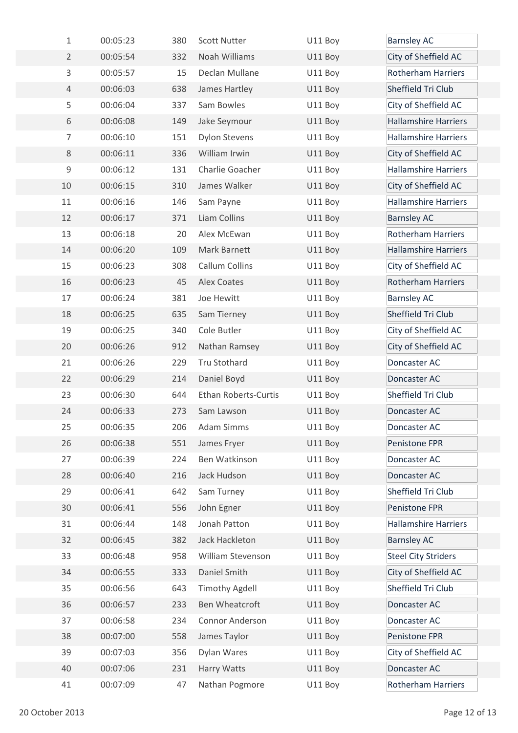| | | | | | |
|---|---|---|---|---|---|
| 1 | 00:05:23 | 380 | Scott Nutter | U11 Boy | Barnsley AC |
| 2 | 00:05:54 | 332 | Noah Williams | U11 Boy | City of Sheffield AC |
| 3 | 00:05:57 | 15 | Declan Mullane | U11 Boy | Rotherham Harriers |
| 4 | 00:06:03 | 638 | James Hartley | U11 Boy | Sheffield Tri Club |
| 5 | 00:06:04 | 337 | Sam Bowles | U11 Boy | City of Sheffield AC |
| 6 | 00:06:08 | 149 | Jake Seymour | U11 Boy | Hallamshire Harriers |
| 7 | 00:06:10 | 151 | Dylon Stevens | U11 Boy | Hallamshire Harriers |
| 8 | 00:06:11 | 336 | William Irwin | U11 Boy | City of Sheffield AC |
| 9 | 00:06:12 | 131 | Charlie Goacher | U11 Boy | Hallamshire Harriers |
| 10 | 00:06:15 | 310 | James Walker | U11 Boy | City of Sheffield AC |
| 11 | 00:06:16 | 146 | Sam Payne | U11 Boy | Hallamshire Harriers |
| 12 | 00:06:17 | 371 | Liam Collins | U11 Boy | Barnsley AC |
| 13 | 00:06:18 | 20 | Alex McEwan | U11 Boy | Rotherham Harriers |
| 14 | 00:06:20 | 109 | Mark Barnett | U11 Boy | Hallamshire Harriers |
| 15 | 00:06:23 | 308 | Callum Collins | U11 Boy | City of Sheffield AC |
| 16 | 00:06:23 | 45 | Alex Coates | U11 Boy | Rotherham Harriers |
| 17 | 00:06:24 | 381 | Joe Hewitt | U11 Boy | Barnsley AC |
| 18 | 00:06:25 | 635 | Sam Tierney | U11 Boy | Sheffield Tri Club |
| 19 | 00:06:25 | 340 | Cole Butler | U11 Boy | City of Sheffield AC |
| 20 | 00:06:26 | 912 | Nathan Ramsey | U11 Boy | City of Sheffield AC |
| 21 | 00:06:26 | 229 | Tru Stothard | U11 Boy | Doncaster AC |
| 22 | 00:06:29 | 214 | Daniel Boyd | U11 Boy | Doncaster AC |
| 23 | 00:06:30 | 644 | Ethan Roberts-Curtis | U11 Boy | Sheffield Tri Club |
| 24 | 00:06:33 | 273 | Sam Lawson | U11 Boy | Doncaster AC |
| 25 | 00:06:35 | 206 | Adam Simms | U11 Boy | Doncaster AC |
| 26 | 00:06:38 | 551 | James Fryer | U11 Boy | Penistone FPR |
| 27 | 00:06:39 | 224 | Ben Watkinson | U11 Boy | Doncaster AC |
| 28 | 00:06:40 | 216 | Jack Hudson | U11 Boy | Doncaster AC |
| 29 | 00:06:41 | 642 | Sam Turney | U11 Boy | Sheffield Tri Club |
| 30 | 00:06:41 | 556 | John Egner | U11 Boy | Penistone FPR |
| 31 | 00:06:44 | 148 | Jonah Patton | U11 Boy | Hallamshire Harriers |
| 32 | 00:06:45 | 382 | Jack Hackleton | U11 Boy | Barnsley AC |
| 33 | 00:06:48 | 958 | William Stevenson | U11 Boy | Steel City Striders |
| 34 | 00:06:55 | 333 | Daniel Smith | U11 Boy | City of Sheffield AC |
| 35 | 00:06:56 | 643 | Timothy Agdell | U11 Boy | Sheffield Tri Club |
| 36 | 00:06:57 | 233 | Ben Wheatcroft | U11 Boy | Doncaster AC |
| 37 | 00:06:58 | 234 | Connor Anderson | U11 Boy | Doncaster AC |
| 38 | 00:07:00 | 558 | James Taylor | U11 Boy | Penistone FPR |
| 39 | 00:07:03 | 356 | Dylan Wares | U11 Boy | City of Sheffield AC |
| 40 | 00:07:06 | 231 | Harry Watts | U11 Boy | Doncaster AC |
| 41 | 00:07:09 | 47 | Nathan Pogmore | U11 Boy | Rotherham Harriers |

20 October 2013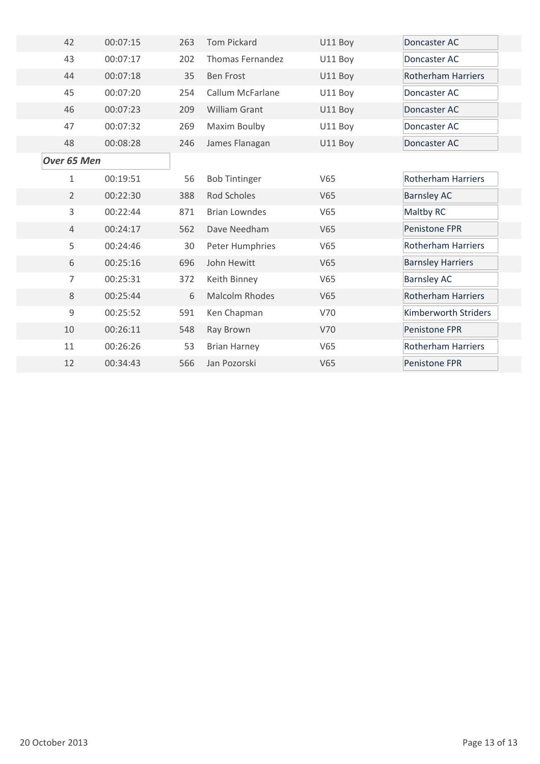| | | | | | |
|---|---|---|---|---|---|
| 42 | 00:07:15 | 263 | Tom Pickard | U11 Boy | Doncaster AC |
| 43 | 00:07:17 | 202 | Thomas Fernandez | U11 Boy | Doncaster AC |
| 44 | 00:07:18 | 35 | Ben Frost | U11 Boy | Rotherham Harriers |
| 45 | 00:07:20 | 254 | Callum McFarlane | U11 Boy | Doncaster AC |
| 46 | 00:07:23 | 209 | William Grant | U11 Boy | Doncaster AC |
| 47 | 00:07:32 | 269 | Maxim Boulby | U11 Boy | Doncaster AC |
| 48 | 00:08:28 | 246 | James Flanagan | U11 Boy | Doncaster AC |

***Over 65 Men***

| | | | | | |
|---|---|---|---|---|---|
| 1 | 00:19:51 | 56 | Bob Tintinger | V65 | Rotherham Harriers |
| 2 | 00:22:30 | 388 | Rod Scholes | V65 | Barnsley AC |
| 3 | 00:22:44 | 871 | Brian Lowndes | V65 | Maltby RC |
| 4 | 00:24:17 | 562 | Dave Needham | V65 | Penistone FPR |
| 5 | 00:24:46 | 30 | Peter Humphries | V65 | Rotherham Harriers |
| 6 | 00:25:16 | 696 | John Hewitt | V65 | Barnsley Harriers |
| 7 | 00:25:31 | 372 | Keith Binney | V65 | Barnsley AC |
| 8 | 00:25:44 | 6 | Malcolm Rhodes | V65 | Rotherham Harriers |
| 9 | 00:25:52 | 591 | Ken Chapman | V70 | Kimberworth Striders |
| 10 | 00:26:11 | 548 | Ray Brown | V70 | Penistone FPR |
| 11 | 00:26:26 | 53 | Brian Harney | V65 | Rotherham Harriers |
| 12 | 00:34:43 | 566 | Jan Pozorski | V65 | Penistone FPR |

20 October 2013